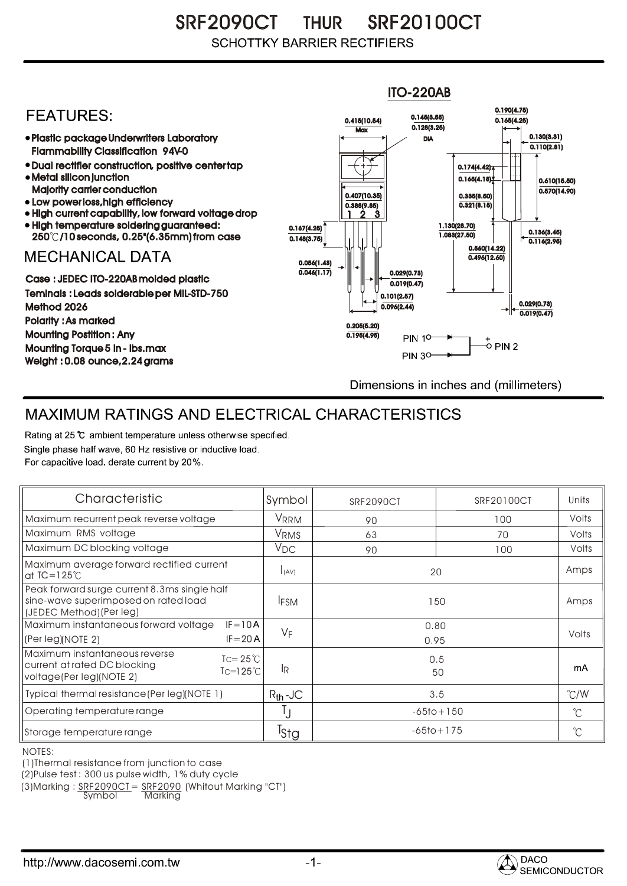# SRF2090CT THUR SRF20100CT

SCHOTTKY BARRIER RECTIFIERS

## FEATURES:

- Plastic package Underwriters Laboratory Flammability Classification 94V-0
- Dual rectifier construction, positive center tap
- Metal silicon junction Majority carrier conduction
- Low power loss, high efficiency
- High current capability, low forward voltage drop
- High temperature soldering guaranteed: 250℃/10 seconds, 0.25"(6.35mm) from case

## MECHANICAL DATA

Case : JEDEC ITO-220AB molded plastic

Teminals : Leads solderable per MIL-STD-750 Method 2026

Polarity : As marked

Mounting Postition : Any

Mounting Torque 5 in - lbs.max

Weight : 0.08 ounce, 2.24 grams

ITO-220AB

0.190(4.75) 0.165(4.25)
0.415(10.54) Max
0.145(3.55) 0.128(3.25) DIA
0.130(3.31) 0.110(2.81)
0.174(4.42) 0.165(4.18)
0.610(15.50) 0.570(14.90)
0.407(10.35) 0.388(9.85)
0.335(8.50) 0.321(8.15)
1.130(28.70) 1.083(27.50)
0.167(4.25) 0.148(3.75)
0.136(3.45) 0.116(2.95)
0.560(14.22) 0.496(12.60)
0.056(1.43) 0.046(1.17)
0.029(0.73) 0.019(0.47)
0.101(2.57) 0.096(2.44)
0.029(0.73) 0.019(0.47)
0.205(5.20) 0.195(4.95)

PIN 1, PIN 3 → PIN 2 (+)

Dimensions in inches and (millimeters)

## MAXIMUM RATINGS AND ELECTRICAL CHARACTERISTICS

Rating at 25 ℃ ambient temperature unless otherwise specified.
Single phase half wave, 60 Hz resistive or inductive load.
For capacitive load. derate current by 20%.

| Characteristic | Symbol | SRF2090CT | SRF20100CT | Units |
|---|---|---|---|---|
| Maximum recurrent peak reverse voltage | $V_{RRM}$ | 90 | 100 | Volts |
| Maximum RMS voltage | $V_{RMS}$ | 63 | 70 | Volts |
| Maximum DC blocking voltage | $V_{DC}$ | 90 | 100 | Volts |
| Maximum average forward rectified current at TC=125℃ | $I_{(AV)}$ | 20 | | Amps |
| Peak forward surge current 8.3ms single half sine-wave superimposed on rated load (JEDEC Method)(Per leg) | $I_{FSM}$ | 150 | | Amps |
| Maximum instantaneous forward voltage (Per leg)(NOTE 2) IF=10A / IF=20A | $V_F$ | 0.80 / 0.95 | | Volts |
| Maximum instantaneous reverse current at rated DC blocking voltage(Per leg)(NOTE 2) Tc=25℃ / Tc=125℃ | $I_R$ | 0.5 / 50 | | mA |
| Typical thermal resistance (Per leg)(NOTE 1) | $R_{th}$-JC | 3.5 | | ℃/W |
| Operating temperature range | $T_J$ | -65to+150 | | ℃ |
| Storage temperature range | $T_{Stg}$ | -65to+175 | | ℃ |

NOTES:
(1)Thermal resistance from junction to case
(2)Pulse test : 300 us pulse width, 1% duty cycle
(3)Marking : SRF2090CT = SRF2090 (Whitout Marking "CT")
Symbol Marking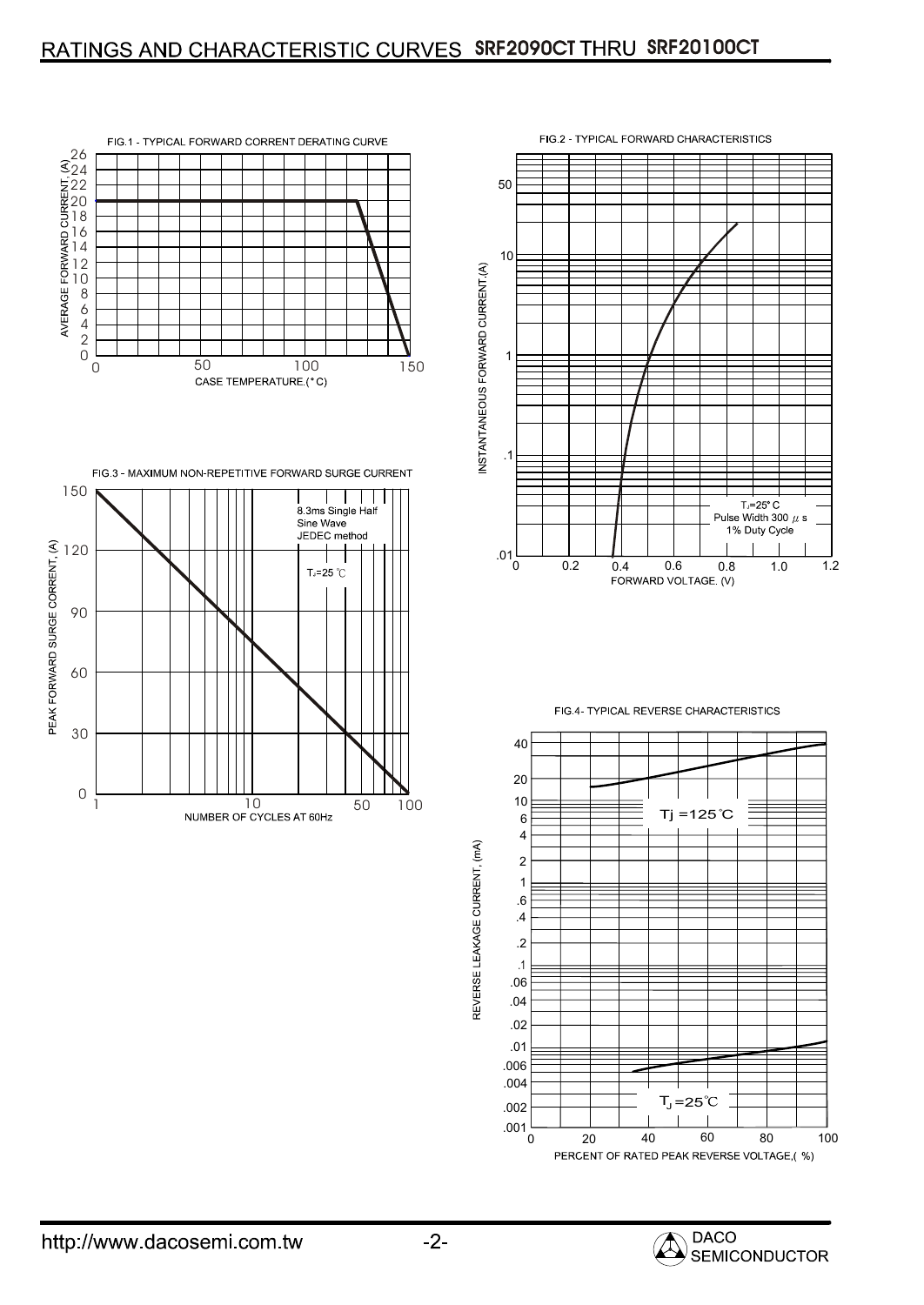# RATINGS AND CHARACTERISTIC CURVES SRF2090CT THRU SRF20100CT

FIG.1 - TYPICAL FORWARD CORRENT DERATING CURVE

AVERAGE FORWARD CURRENT, (A)

26
24
22
20
18
16
14
12
10
8
6
4
2
0

0 50 100 150

CASE TEMPERATURE.(°C)

FIG.2 - TYPICAL FORWARD CHARACTERISTICS

INSTANTANEOUS FORWARD CURRENT,(A)

50
10
1
.1
.01

0 0.2 0.4 0.6 0.8 1.0 1.2

FORWARD VOLTAGE. (V)

$T_J$=25° C
Pulse Width 300 $\mu$ s
1% Duty Cycle

FIG.3 - MAXIMUM NON-REPETITIVE FORWARD SURGE CURRENT

PEAK FORWARD SURGE CORRENT, (A)

150
120
90
60
30
0

1 10 50 100

NUMBER OF CYCLES AT 60Hz

8.3ms Single Half
Sine Wave
JEDEC method

$T_J$=25 ℃

FIG.4- TYPICAL REVERSE CHARACTERISTICS

REVERSE LEAKAGE CURRENT, (mA)

40
20
10
6
4
2
1
.6
.4
.2
.1
.06
.04
.02
.01
.006
.004
.002
.001

0 20 40 60 80 100

PERCENT OF RATED PEAK REVERSE VOLTAGE,( %)

Tj =125℃

$T_J$=25℃

http://www.dacosemi.com.tw

DACO SEMICONDUCTOR